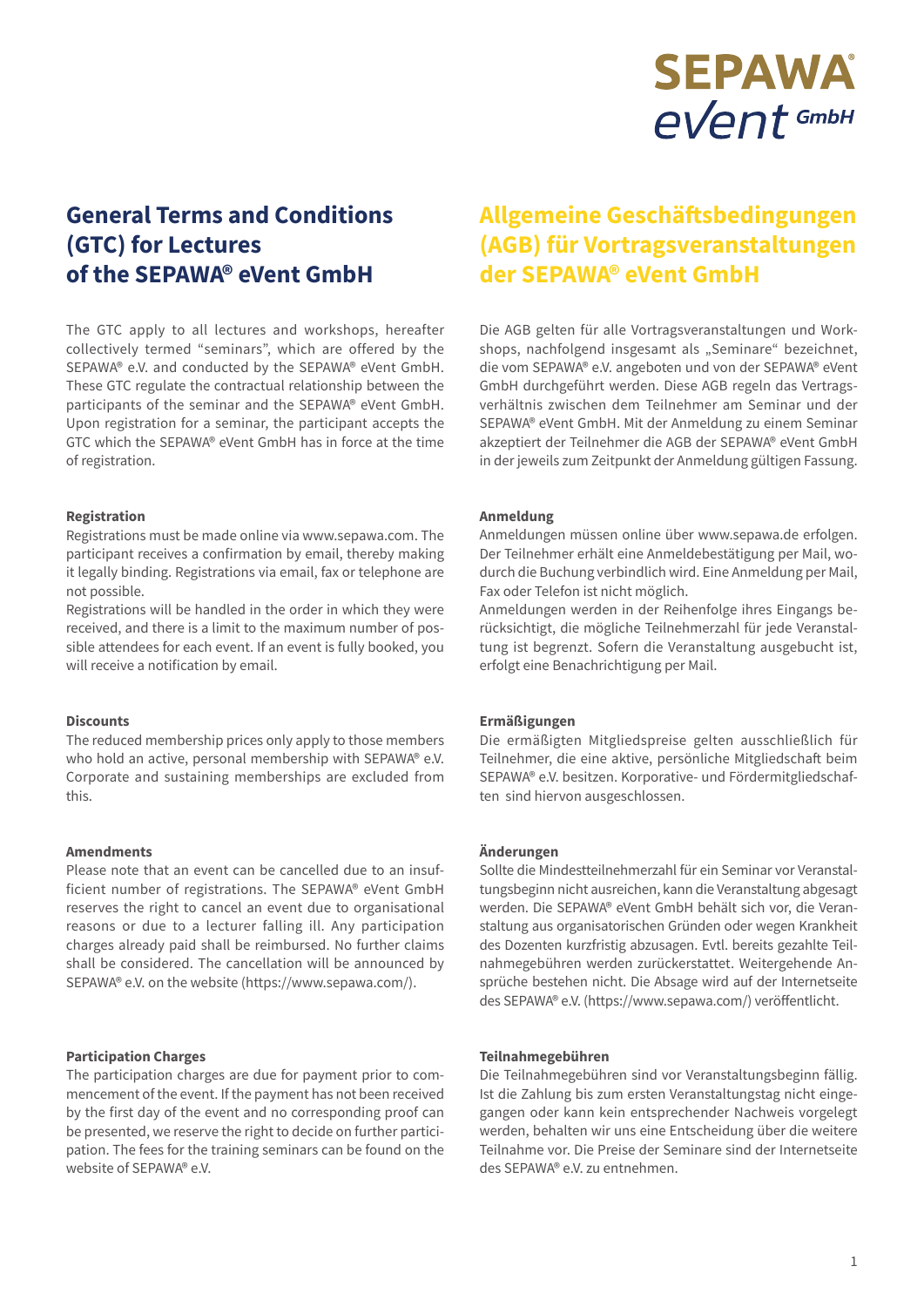SEPAWA® eVent GmbH

# General Terms and Conditions (GTC) for Lectures of the SEPAWA® eVent GmbH

The GTC apply to all lectures and workshops, hereafter collectively termed "seminars", which are offered by the SEPAWA® e.V. and conducted by the SEPAWA® eVent GmbH. These GTC regulate the contractual relationship between the participants of the seminar and the SEPAWA® eVent GmbH. Upon registration for a seminar, the participant accepts the GTC which the SEPAWA® eVent GmbH has in force at the time of registration.

**Registration**

Registrations must be made online via www.sepawa.com. The participant receives a confirmation by email, thereby making it legally binding. Registrations via email, fax or telephone are not possible.

Registrations will be handled in the order in which they were received, and there is a limit to the maximum number of possible attendees for each event. If an event is fully booked, you will receive a notification by email.

**Discounts**

The reduced membership prices only apply to those members who hold an active, personal membership with SEPAWA® e.V. Corporate and sustaining memberships are excluded from this.

**Amendments**

Please note that an event can be cancelled due to an insufficient number of registrations. The SEPAWA® eVent GmbH reserves the right to cancel an event due to organisational reasons or due to a lecturer falling ill. Any participation charges already paid shall be reimbursed. No further claims shall be considered. The cancellation will be announced by SEPAWA® e.V. on the website (https://www.sepawa.com/).

**Participation Charges**

The participation charges are due for payment prior to commencement of the event. If the payment has not been received by the first day of the event and no corresponding proof can be presented, we reserve the right to decide on further participation. The fees for the training seminars can be found on the website of SEPAWA® e.V.

# Allgemeine Geschäftsbedingungen (AGB) für Vortragsveranstaltungen der SEPAWA® eVent GmbH

Die AGB gelten für alle Vortragsveranstaltungen und Workshops, nachfolgend insgesamt als „Seminare" bezeichnet, die vom SEPAWA® e.V. angeboten und von der SEPAWA® eVent GmbH durchgeführt werden. Diese AGB regeln das Vertragsverhältnis zwischen dem Teilnehmer am Seminar und der SEPAWA® eVent GmbH. Mit der Anmeldung zu einem Seminar akzeptiert der Teilnehmer die AGB der SEPAWA® eVent GmbH in der jeweils zum Zeitpunkt der Anmeldung gültigen Fassung.

**Anmeldung**

Anmeldungen müssen online über www.sepawa.de erfolgen. Der Teilnehmer erhält eine Anmeldebestätigung per Mail, wodurch die Buchung verbindlich wird. Eine Anmeldung per Mail, Fax oder Telefon ist nicht möglich.

Anmeldungen werden in der Reihenfolge ihres Eingangs berücksichtigt, die mögliche Teilnehmerzahl für jede Veranstaltung ist begrenzt. Sofern die Veranstaltung ausgebucht ist, erfolgt eine Benachrichtigung per Mail.

**Ermäßigungen**

Die ermäßigten Mitgliedspreise gelten ausschließlich für Teilnehmer, die eine aktive, persönliche Mitgliedschaft beim SEPAWA® e.V. besitzen. Korporative- und Fördermitgliedschaften sind hiervon ausgeschlossen.

**Änderungen**

Sollte die Mindestteilnehmerzahl für ein Seminar vor Veranstaltungsbeginn nicht ausreichen, kann die Veranstaltung abgesagt werden. Die SEPAWA® eVent GmbH behält sich vor, die Veranstaltung aus organisatorischen Gründen oder wegen Krankheit des Dozenten kurzfristig abzusagen. Evtl. bereits gezahlte Teilnahmegebühren werden zurückerstattet. Weitergehende Ansprüche bestehen nicht. Die Absage wird auf der Internetseite des SEPAWA® e.V. (https://www.sepawa.com/) veröffentlicht.

**Teilnahmegebühren**

Die Teilnahmegebühren sind vor Veranstaltungsbeginn fällig. Ist die Zahlung bis zum ersten Veranstaltungstag nicht eingegangen oder kann kein entsprechender Nachweis vorgelegt werden, behalten wir uns eine Entscheidung über die weitere Teilnahme vor. Die Preise der Seminare sind der Internetseite des SEPAWA® e.V. zu entnehmen.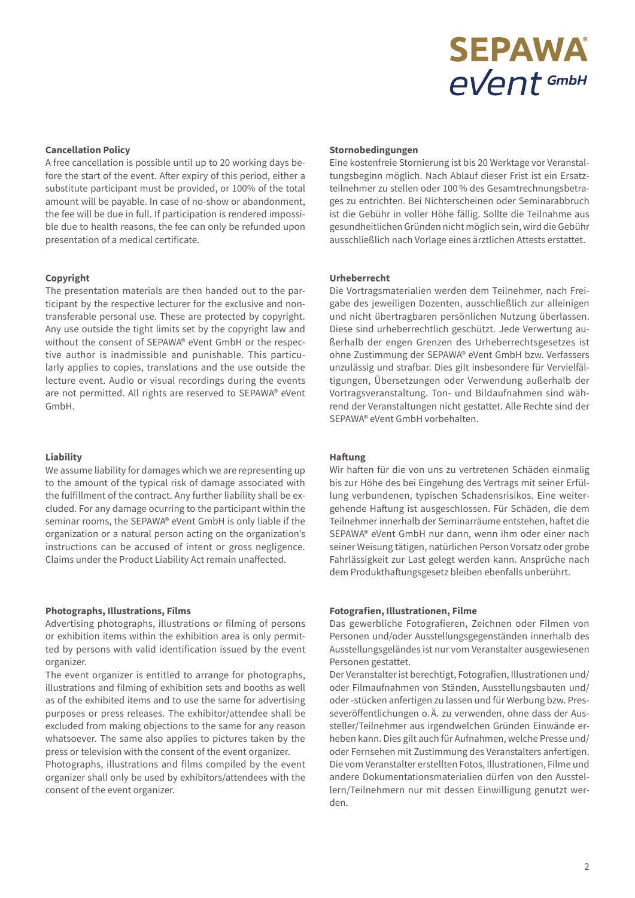### Cancellation Policy

A free cancellation is possible until up to 20 working days before the start of the event. After expiry of this period, either a substitute participant must be provided, or 100% of the total amount will be payable. In case of no-show or abandonment, the fee will be due in full. If participation is rendered impossible due to health reasons, the fee can only be refunded upon presentation of a medical certificate.

### Copyright

The presentation materials are then handed out to the participant by the respective lecturer for the exclusive and non-transferable personal use. These are protected by copyright. Any use outside the tight limits set by the copyright law and without the consent of SEPAWA® eVent GmbH or the respective author is inadmissible and punishable. This particularly applies to copies, translations and the use outside the lecture event. Audio or visual recordings during the events are not permitted. All rights are reserved to SEPAWA® eVent GmbH.

### Liability

We assume liability for damages which we are representing up to the amount of the typical risk of damage associated with the fulfillment of the contract. Any further liability shall be excluded. For any damage ocurring to the participant within the seminar rooms, the SEPAWA® eVent GmbH is only liable if the organization or a natural person acting on the organization's instructions can be accused of intent or gross negligence. Claims under the Product Liability Act remain unaffected.

### Photographs, Illustrations, Films

Advertising photographs, illustrations or filming of persons or exhibition items within the exhibition area is only permitted by persons with valid identification issued by the event organizer.

The event organizer is entitled to arrange for photographs, illustrations and filming of exhibition sets and booths as well as of the exhibited items and to use the same for advertising purposes or press releases. The exhibitor/attendee shall be excluded from making objections to the same for any reason whatsoever. The same also applies to pictures taken by the press or television with the consent of the event organizer.

Photographs, illustrations and films compiled by the event organizer shall only be used by exhibitors/attendees with the consent of the event organizer.

### Stornobedingungen

Eine kostenfreie Stornierung ist bis 20 Werktage vor Veranstaltungsbeginn möglich. Nach Ablauf dieser Frist ist ein Ersatzteilnehmer zu stellen oder 100 % des Gesamtrechnungsbetrages zu entrichten. Bei Nichterscheinen oder Seminarabbruch ist die Gebühr in voller Höhe fällig. Sollte die Teilnahme aus gesundheitlichen Gründen nicht möglich sein, wird die Gebühr ausschließlich nach Vorlage eines ärztlichen Attests erstattet.

### Urheberrecht

Die Vortragsmaterialien werden dem Teilnehmer, nach Freigabe des jeweiligen Dozenten, ausschließlich zur alleinigen und nicht übertragbaren persönlichen Nutzung überlassen. Diese sind urheberrechtlich geschützt. Jede Verwertung außerhalb der engen Grenzen des Urheberrechtsgesetzes ist ohne Zustimmung der SEPAWA® eVent GmbH bzw. Verfassers unzulässig und strafbar. Dies gilt insbesondere für Vervielfältigungen, Übersetzungen oder Verwendung außerhalb der Vortragsveranstaltung. Ton- und Bildaufnahmen sind während der Veranstaltungen nicht gestattet. Alle Rechte sind der SEPAWA® eVent GmbH vorbehalten.

### Haftung

Wir haften für die von uns zu vertretenen Schäden einmalig bis zur Höhe des bei Eingehung des Vertrags mit seiner Erfüllung verbundenen, typischen Schadensrisikos. Eine weitergehende Haftung ist ausgeschlossen. Für Schäden, die dem Teilnehmer innerhalb der Seminarräume entstehen, haftet die SEPAWA® eVent GmbH nur dann, wenn ihm oder einer nach seiner Weisung tätigen, natürlichen Person Vorsatz oder grobe Fahrlässigkeit zur Last gelegt werden kann. Ansprüche nach dem Produkthaftungsgesetz bleiben ebenfalls unberührt.

### Fotografien, Illustrationen, Filme

Das gewerbliche Fotografieren, Zeichnen oder Filmen von Personen und/oder Ausstellungsgegenständen innerhalb des Ausstellungsgeländes ist nur vom Veranstalter ausgewiesenen Personen gestattet.

Der Veranstalter ist berechtigt, Fotografien, Illustrationen und/oder Filmaufnahmen von Ständen, Ausstellungsbauten und/oder -stücken anfertigen zu lassen und für Werbung bzw. Presseveröffentlichungen o.Ä. zu verwenden, ohne dass der Aussteller/Teilnehmer aus irgendwelchen Gründen Einwände erheben kann. Dies gilt auch für Aufnahmen, welche Presse und/oder Fernsehen mit Zustimmung des Veranstalters anfertigen.

Die vom Veranstalter erstellten Fotos, Illustrationen, Filme und andere Dokumentationsmaterialien dürfen von den Ausstellern/Teilnehmern nur mit dessen Einwilligung genutzt werden.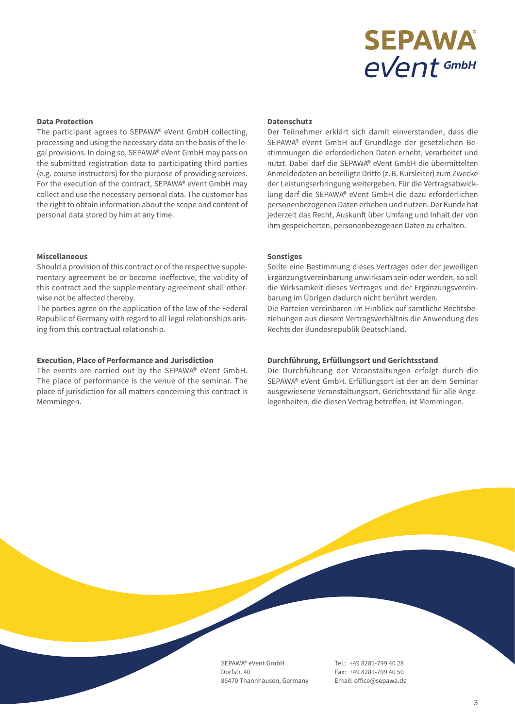**SEPAWA® eVent GmbH**

### Data Protection

The participant agrees to SEPAWA® eVent GmbH collecting, processing and using the necessary data on the basis of the legal provisions. In doing so, SEPAWA® eVent GmbH may pass on the submitted registration data to participating third parties (e.g. course instructors) for the purpose of providing services. For the execution of the contract, SEPAWA® eVent GmbH may collect and use the necessary personal data. The customer has the right to obtain information about the scope and content of personal data stored by him at any time.

### Miscellaneous

Should a provision of this contract or of the respective supplementary agreement be or become ineffective, the validity of this contract and the supplementary agreement shall otherwise not be affected thereby.

The parties agree on the application of the law of the Federal Republic of Germany with regard to all legal relationships arising from this contractual relationship.

### Execution, Place of Performance and Jurisdiction

The events are carried out by the SEPAWA® eVent GmbH. The place of performance is the venue of the seminar. The place of jurisdiction for all matters concerning this contract is Memmingen.

### Datenschutz

Der Teilnehmer erklärt sich damit einverstanden, dass die SEPAWA® eVent GmbH auf Grundlage der gesetzlichen Bestimmungen die erforderlichen Daten erhebt, verarbeitet und nutzt. Dabei darf die SEPAWA® eVent GmbH die übermittelten Anmeldedaten an beteiligte Dritte (z. B. Kursleiter) zum Zwecke der Leistungserbringung weitergeben. Für die Vertragsabwicklung darf die SEPAWA® eVent GmbH die dazu erforderlichen personenbezogenen Daten erheben und nutzen. Der Kunde hat jederzeit das Recht, Auskunft über Umfang und Inhalt der von ihm gespeicherten, personenbezogenen Daten zu erhalten.

### Sonstiges

Sollte eine Bestimmung dieses Vertrages oder der jeweiligen Ergänzungsvereinbarung unwirksam sein oder werden, so soll die Wirksamkeit dieses Vertrages und der Ergänzungsvereinbarung im Übrigen dadurch nicht berührt werden.

Die Parteien vereinbaren im Hinblick auf sämtliche Rechtsbeziehungen aus diesem Vertragsverhältnis die Anwendung des Rechts der Bundesrepublik Deutschland.

### Durchführung, Erfüllungsort und Gerichtsstand

Die Durchführung der Veranstaltungen erfolgt durch die SEPAWA® eVent GmbH. Erfüllungsort ist der an dem Seminar ausgewiesene Veranstaltungsort. Gerichtsstand für alle Angelegenheiten, die diesen Vertrag betreffen, ist Memmingen.

SEPAWA® eVent GmbH
Dorfstr. 40
86470 Thannhausen, Germany

Tel.: +49 8281-799 40 28
Fax: +49 8281-799 40 50
Email: office@sepawa.de